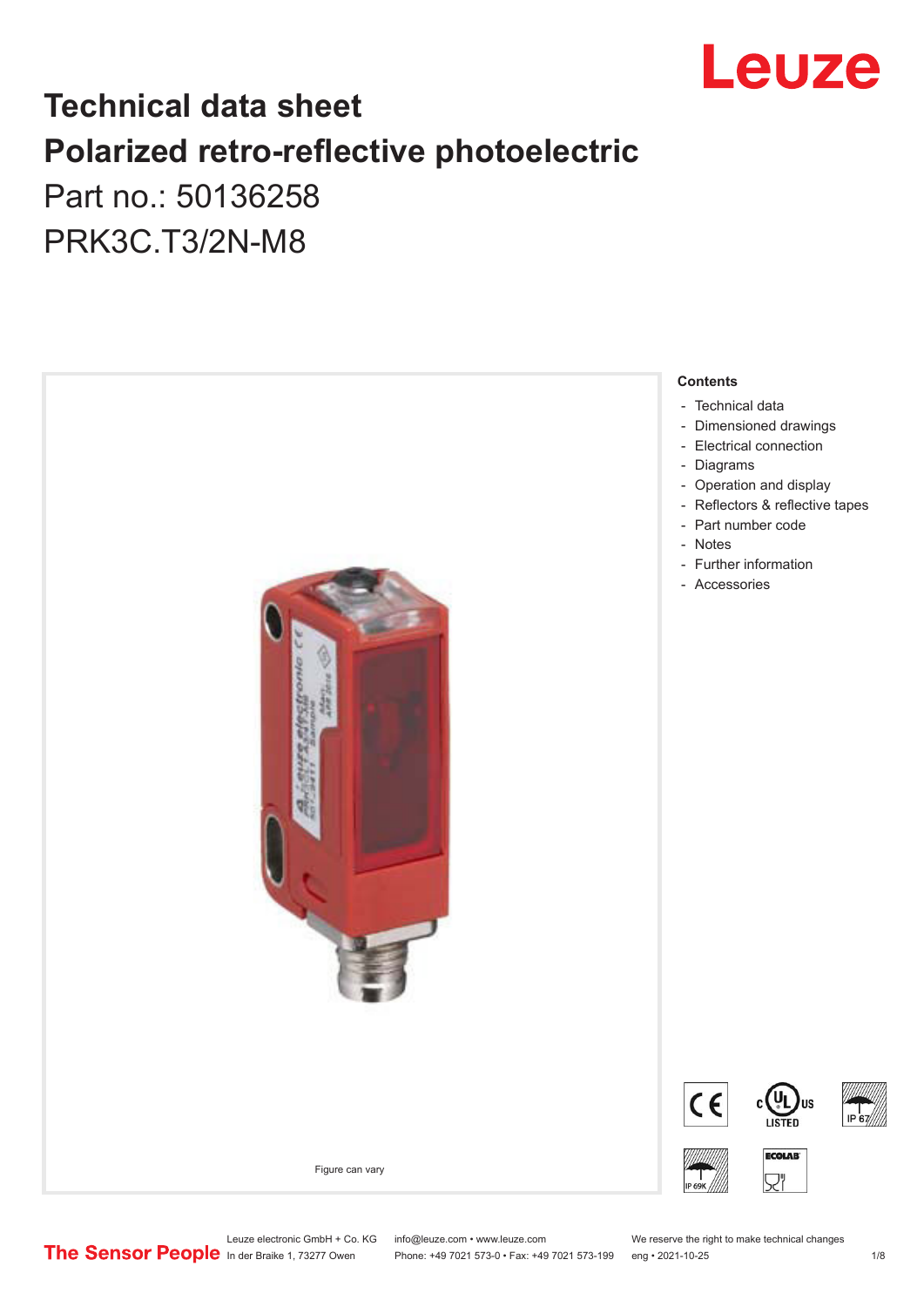# Technical data sheet

# Polarized retro-reflective photoelectric

Part no.: 50136258

PRK3C.T3/2N-M8

Figure can vary

**Contents**

- Technical data
- Dimensioned drawings
- Electrical connection
- Diagrams
- Operation and display
- Reflectors & reflective tapes
- Part number code
- Notes
- Further information
- Accessories

Leuze electronic GmbH + Co. KG
In der Braike 1, 73277 Owen

info@leuze.com • www.leuze.com
Phone: +49 7021 573-0 • Fax: +49 7021 573-199

We reserve the right to make technical changes
eng • 2021-10-25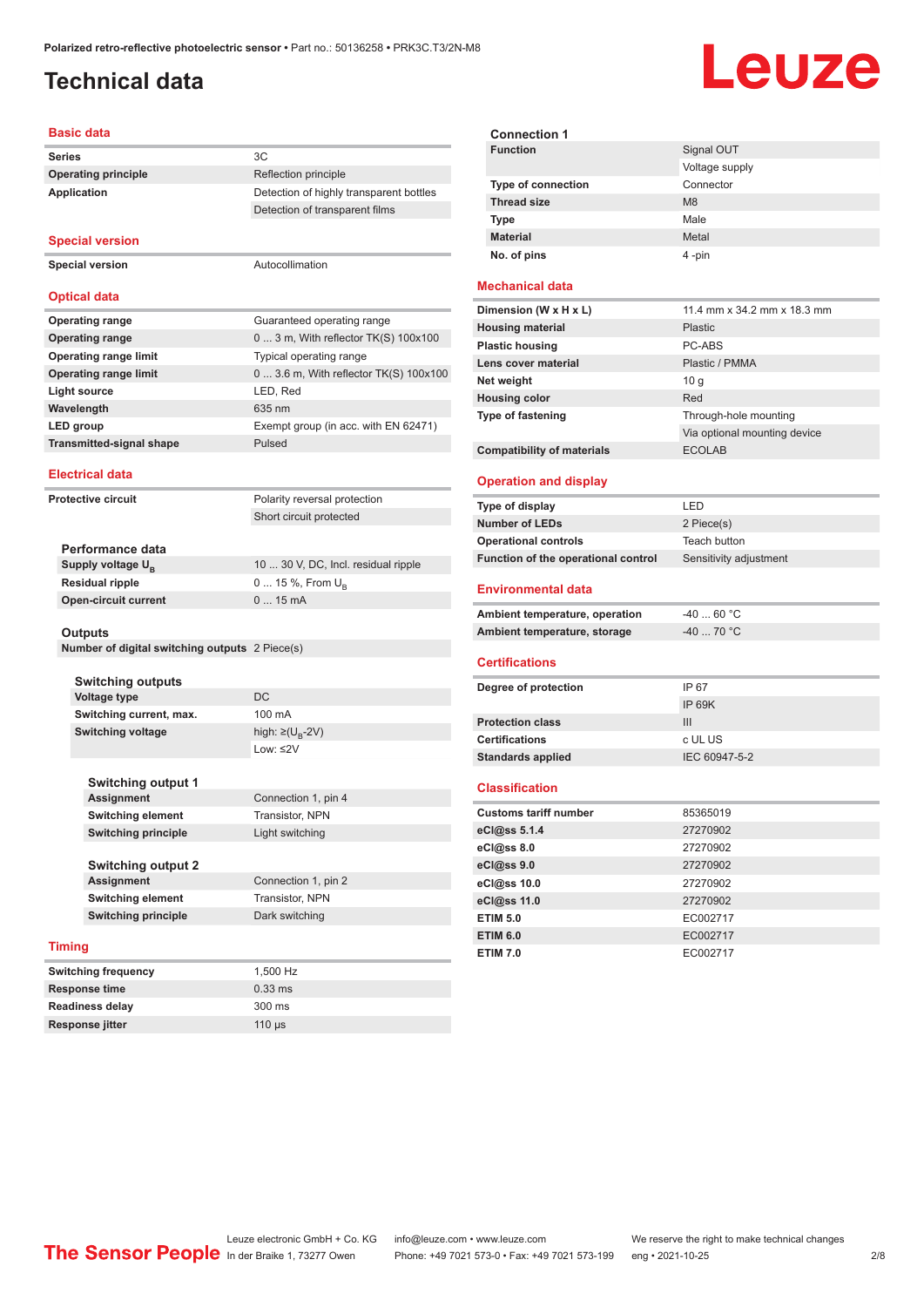# Technical data

## Basic data

| | |
|---|---|
| **Series** | 3C |
| **Operating principle** | Reflection principle |
| **Application** | Detection of highly transparent bottles |
| | Detection of transparent films |

## Special version

| | |
|---|---|
| **Special version** | Autocollimation |

## Optical data

| | |
|---|---|
| **Operating range** | Guaranteed operating range |
| **Operating range** | 0 ... 3 m, With reflector TK(S) 100x100 |
| **Operating range limit** | Typical operating range |
| **Operating range limit** | 0 ... 3.6 m, With reflector TK(S) 100x100 |
| **Light source** | LED, Red |
| **Wavelength** | 635 nm |
| **LED group** | Exempt group (in acc. with EN 62471) |
| **Transmitted-signal shape** | Pulsed |

## Electrical data

| | |
|---|---|
| **Protective circuit** | Polarity reversal protection |
| | Short circuit protected |

### Performance data

| | |
|---|---|
| **Supply voltage $U_B$** | 10 ... 30 V, DC, Incl. residual ripple |
| **Residual ripple** | 0 ... 15 %, From $U_B$ |
| **Open-circuit current** | 0 ... 15 mA |

### Outputs

| | |
|---|---|
| **Number of digital switching outputs** | 2 Piece(s) |

### Switching outputs

| | |
|---|---|
| **Voltage type** | DC |
| **Switching current, max.** | 100 mA |
| **Switching voltage** | high: ≥($U_B$-2V) |
| | Low: ≤2V |

### Switching output 1

| | |
|---|---|
| **Assignment** | Connection 1, pin 4 |
| **Switching element** | Transistor, NPN |
| **Switching principle** | Light switching |

### Switching output 2

| | |
|---|---|
| **Assignment** | Connection 1, pin 2 |
| **Switching element** | Transistor, NPN |
| **Switching principle** | Dark switching |

## Timing

| | |
|---|---|
| **Switching frequency** | 1,500 Hz |
| **Response time** | 0.33 ms |
| **Readiness delay** | 300 ms |
| **Response jitter** | 110 µs |

### Connection 1

| | |
|---|---|
| **Function** | Signal OUT |
| | Voltage supply |
| **Type of connection** | Connector |
| **Thread size** | M8 |
| **Type** | Male |
| **Material** | Metal |
| **No. of pins** | 4 -pin |

## Mechanical data

| | |
|---|---|
| **Dimension (W x H x L)** | 11.4 mm x 34.2 mm x 18.3 mm |
| **Housing material** | Plastic |
| **Plastic housing** | PC-ABS |
| **Lens cover material** | Plastic / PMMA |
| **Net weight** | 10 g |
| **Housing color** | Red |
| **Type of fastening** | Through-hole mounting |
| | Via optional mounting device |
| **Compatibility of materials** | ECOLAB |

## Operation and display

| | |
|---|---|
| **Type of display** | LED |
| **Number of LEDs** | 2 Piece(s) |
| **Operational controls** | Teach button |
| **Function of the operational control** | Sensitivity adjustment |

## Environmental data

| | |
|---|---|
| **Ambient temperature, operation** | -40 ... 60 °C |
| **Ambient temperature, storage** | -40 ... 70 °C |

## Certifications

| | |
|---|---|
| **Degree of protection** | IP 67 |
| | IP 69K |
| **Protection class** | III |
| **Certifications** | c UL US |
| **Standards applied** | IEC 60947-5-2 |

## Classification

| | |
|---|---|
| **Customs tariff number** | 85365019 |
| **eCl@ss 5.1.4** | 27270902 |
| **eCl@ss 8.0** | 27270902 |
| **eCl@ss 9.0** | 27270902 |
| **eCl@ss 10.0** | 27270902 |
| **eCl@ss 11.0** | 27270902 |
| **ETIM 5.0** | EC002717 |
| **ETIM 6.0** | EC002717 |
| **ETIM 7.0** | EC002717 |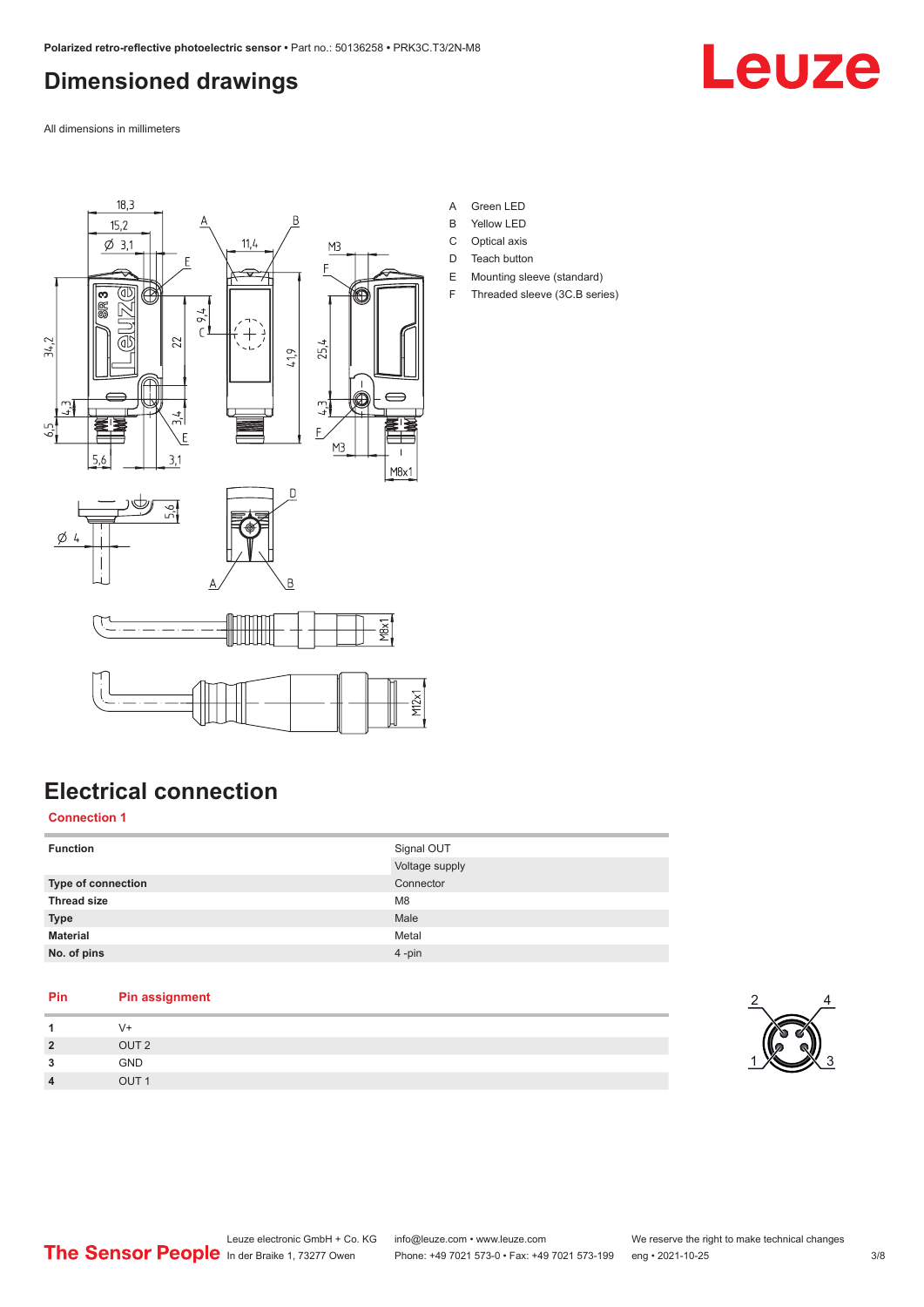# Dimensioned drawings

All dimensions in millimeters

A Green LED
B Yellow LED
C Optical axis
D Teach button
E Mounting sleeve (standard)
F Threaded sleeve (3C.B series)

# Electrical connection

## Connection 1

| | |
|---|---|
| **Function** | Signal OUT |
| | Voltage supply |
| **Type of connection** | Connector |
| **Thread size** | M8 |
| **Type** | Male |
| **Material** | Metal |
| **No. of pins** | 4 -pin |

| Pin | Pin assignment |
|---|---|
| **1** | V+ |
| **2** | OUT 2 |
| **3** | GND |
| **4** | OUT 1 |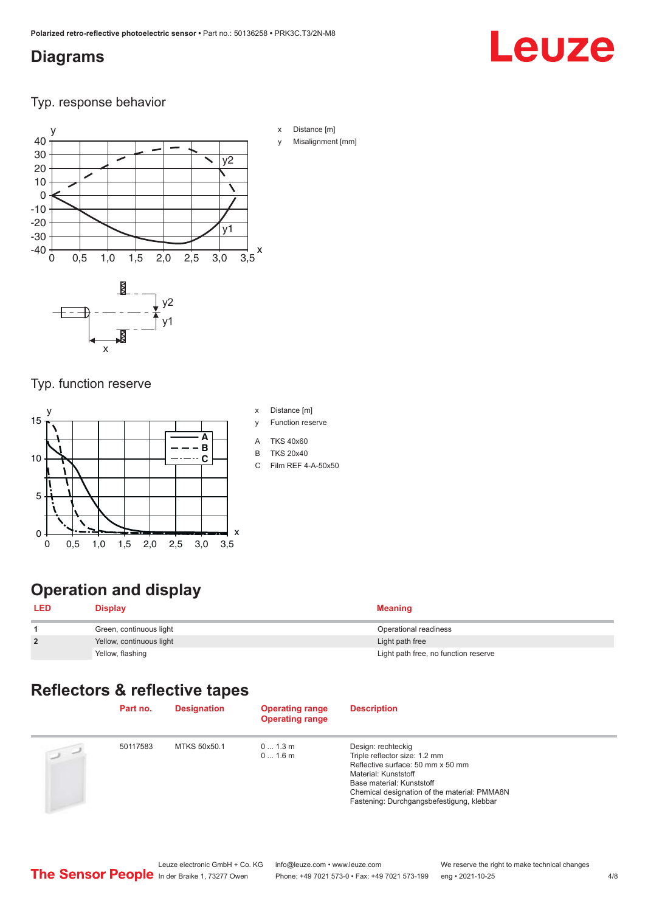## Diagrams

Typ. response behavior

x Distance [m]

y Misalignment [mm]

Typ. function reserve

x Distance [m]

y Function reserve

A TKS 40x60

B TKS 20x40

C Film REF 4-A-50x50

## Operation and display

| LED | Display | Meaning |
|---|---|---|
| 1 | Green, continuous light | Operational readiness |
| 2 | Yellow, continuous light | Light path free |
| | Yellow, flashing | Light path free, no function reserve |

## Reflectors & reflective tapes

| | Part no. | Designation | Operating range<br>Operating range | Description |
|---|---|---|---|---|
| | 50117583 | MTKS 50x50.1 | 0 ... 1.3 m<br>0 ... 1.6 m | Design: rechteckig<br>Triple reflector size: 1.2 mm<br>Reflective surface: 50 mm x 50 mm<br>Material: Kunststoff<br>Base material: Kunststoff<br>Chemical designation of the material: PMMA8N<br>Fastening: Durchgangsbefestigung, klebbar |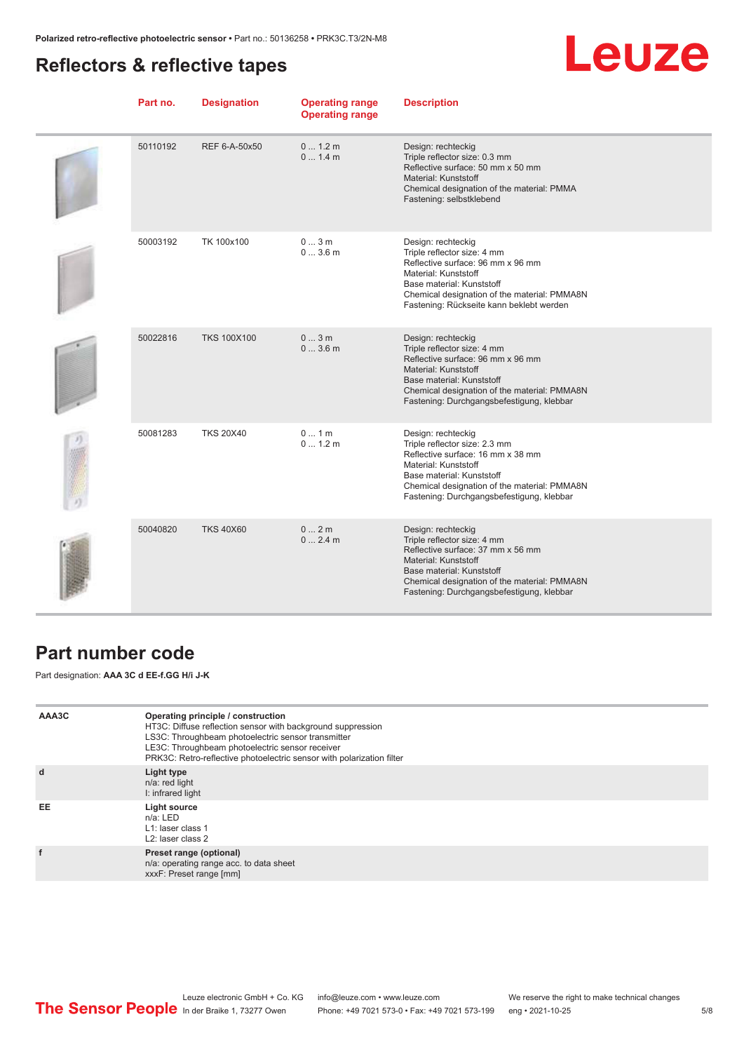## Reflectors & reflective tapes

| Part no. | Designation | Operating range<br>Operating range | Description |
|---|---|---|---|
| 50110192 | REF 6-A-50x50 | 0 ... 1.2 m<br>0 ... 1.4 m | Design: rechteckig<br>Triple reflector size: 0.3 mm<br>Reflective surface: 50 mm x 50 mm<br>Material: Kunststoff<br>Chemical designation of the material: PMMA<br>Fastening: selbstklebend |
| 50003192 | TK 100x100 | 0 ... 3 m<br>0 ... 3.6 m | Design: rechteckig<br>Triple reflector size: 4 mm<br>Reflective surface: 96 mm x 96 mm<br>Material: Kunststoff<br>Base material: Kunststoff<br>Chemical designation of the material: PMMA8N<br>Fastening: Rückseite kann beklebt werden |
| 50022816 | TKS 100X100 | 0 ... 3 m<br>0 ... 3.6 m | Design: rechteckig<br>Triple reflector size: 4 mm<br>Reflective surface: 96 mm x 96 mm<br>Material: Kunststoff<br>Base material: Kunststoff<br>Chemical designation of the material: PMMA8N<br>Fastening: Durchgangsbefestigung, klebbar |
| 50081283 | TKS 20X40 | 0 ... 1 m<br>0 ... 1.2 m | Design: rechteckig<br>Triple reflector size: 2.3 mm<br>Reflective surface: 16 mm x 38 mm<br>Material: Kunststoff<br>Base material: Kunststoff<br>Chemical designation of the material: PMMA8N<br>Fastening: Durchgangsbefestigung, klebbar |
| 50040820 | TKS 40X60 | 0 ... 2 m<br>0 ... 2.4 m | Design: rechteckig<br>Triple reflector size: 4 mm<br>Reflective surface: 37 mm x 56 mm<br>Material: Kunststoff<br>Base material: Kunststoff<br>Chemical designation of the material: PMMA8N<br>Fastening: Durchgangsbefestigung, klebbar |

## Part number code

Part designation: **AAA 3C d EE-f.GG H/i J-K**

| | |
|---|---|
| **AAA3C** | **Operating principle / construction**<br>HT3C: Diffuse reflection sensor with background suppression<br>LS3C: Throughbeam photoelectric sensor transmitter<br>LE3C: Throughbeam photoelectric sensor receiver<br>PRK3C: Retro-reflective photoelectric sensor with polarization filter |
| **d** | **Light type**<br>n/a: red light<br>I: infrared light |
| **EE** | **Light source**<br>n/a: LED<br>L1: laser class 1<br>L2: laser class 2 |
| **f** | **Preset range (optional)**<br>n/a: operating range acc. to data sheet<br>xxxF: Preset range [mm] |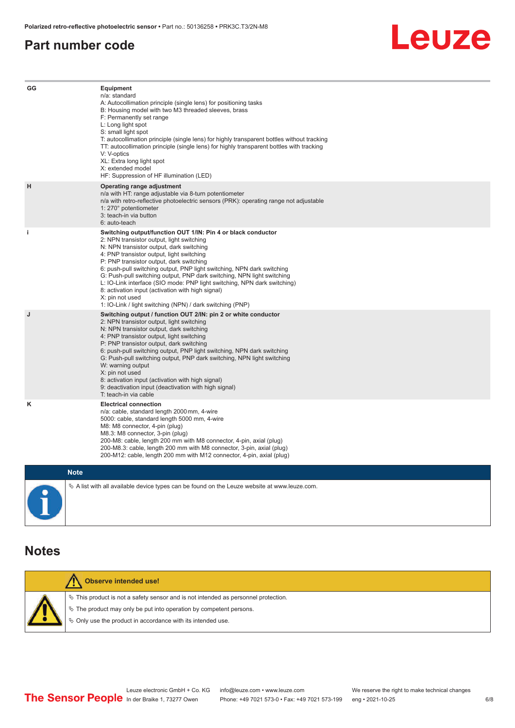## Part number code

| | |
|---|---|
| GG | **Equipment**<br>n/a: standard<br>A: Autocollimation principle (single lens) for positioning tasks<br>B: Housing model with two M3 threaded sleeves, brass<br>F: Permanently set range<br>L: Long light spot<br>S: small light spot<br>T: autocollimation principle (single lens) for highly transparent bottles without tracking<br>TT: autocollimation principle (single lens) for highly transparent bottles with tracking<br>V: V-optics<br>XL: Extra long light spot<br>X: extended model<br>HF: Suppression of HF illumination (LED) |
| H | **Operating range adjustment**<br>n/a with HT: range adjustable via 8-turn potentiometer<br>n/a with retro-reflective photoelectric sensors (PRK): operating range not adjustable<br>1: 270° potentiometer<br>3: teach-in via button<br>6: auto-teach |
| i | **Switching output/function OUT 1/IN: Pin 4 or black conductor**<br>2: NPN transistor output, light switching<br>N: NPN transistor output, dark switching<br>4: PNP transistor output, light switching<br>P: PNP transistor output, dark switching<br>6: push-pull switching output, PNP light switching, NPN dark switching<br>G: Push-pull switching output, PNP dark switching, NPN light switching<br>L: IO-Link interface (SIO mode: PNP light switching, NPN dark switching)<br>8: activation input (activation with high signal)<br>X: pin not used<br>1: IO-Link / light switching (NPN) / dark switching (PNP) |
| J | **Switching output / function OUT 2/IN: pin 2 or white conductor**<br>2: NPN transistor output, light switching<br>N: NPN transistor output, dark switching<br>4: PNP transistor output, light switching<br>P: PNP transistor output, dark switching<br>6: push-pull switching output, PNP light switching, NPN dark switching<br>G: Push-pull switching output, PNP dark switching, NPN light switching<br>W: warning output<br>X: pin not used<br>8: activation input (activation with high signal)<br>9: deactivation input (deactivation with high signal)<br>T: teach-in via cable |
| K | **Electrical connection**<br>n/a: cable, standard length 2000 mm, 4-wire<br>5000: cable, standard length 5000 mm, 4-wire<br>M8: M8 connector, 4-pin (plug)<br>M8.3: M8 connector, 3-pin (plug)<br>200-M8: cable, length 200 mm with M8 connector, 4-pin, axial (plug)<br>200-M8.3: cable, length 200 mm with M8 connector, 3-pin, axial (plug)<br>200-M12: cable, length 200 mm with M12 connector, 4-pin, axial (plug) |

**Note**

- A list with all available device types can be found on the Leuze website at www.leuze.com.

## Notes

**Observe intended use!**

- This product is not a safety sensor and is not intended as personnel protection.
- The product may only be put into operation by competent persons.
- Only use the product in accordance with its intended use.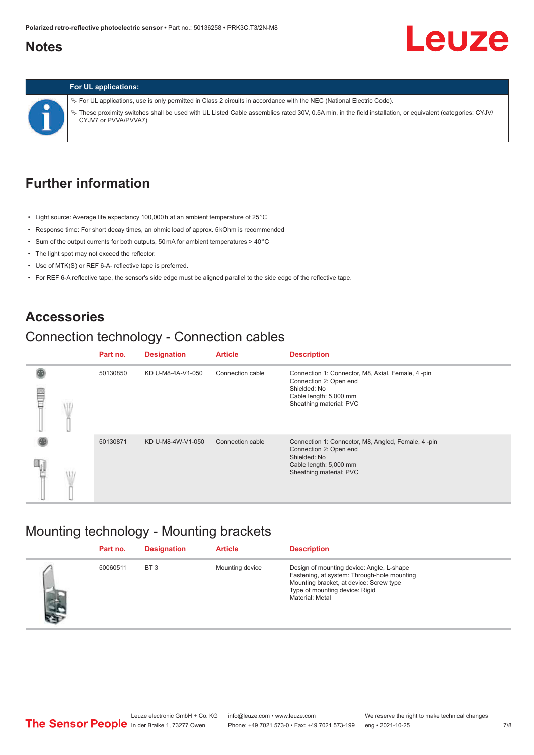## Notes

**For UL applications:**

- For UL applications, use is only permitted in Class 2 circuits in accordance with the NEC (National Electric Code).
- These proximity switches shall be used with UL Listed Cable assemblies rated 30V, 0.5A min, in the field installation, or equivalent (categories: CYJV/CYJV7 or PVVA/PVVA7)

## Further information

- Light source: Average life expectancy 100,000 h at an ambient temperature of 25 °C
- Response time: For short decay times, an ohmic load of approx. 5 kOhm is recommended
- Sum of the output currents for both outputs, 50 mA for ambient temperatures > 40 °C
- The light spot may not exceed the reflector.
- Use of MTK(S) or REF 6-A- reflective tape is preferred.
- For REF 6-A reflective tape, the sensor's side edge must be aligned parallel to the side edge of the reflective tape.

## Accessories

### Connection technology - Connection cables

| Part no. | Designation | Article | Description |
|---|---|---|---|
| 50130850 | KD U-M8-4A-V1-050 | Connection cable | Connection 1: Connector, M8, Axial, Female, 4 -pin<br>Connection 2: Open end<br>Shielded: No<br>Cable length: 5,000 mm<br>Sheathing material: PVC |
| 50130871 | KD U-M8-4W-V1-050 | Connection cable | Connection 1: Connector, M8, Angled, Female, 4 -pin<br>Connection 2: Open end<br>Shielded: No<br>Cable length: 5,000 mm<br>Sheathing material: PVC |

### Mounting technology - Mounting brackets

| Part no. | Designation | Article | Description |
|---|---|---|---|
| 50060511 | BT 3 | Mounting device | Design of mounting device: Angle, L-shape<br>Fastening, at system: Through-hole mounting<br>Mounting bracket, at device: Screw type<br>Type of mounting device: Rigid<br>Material: Metal |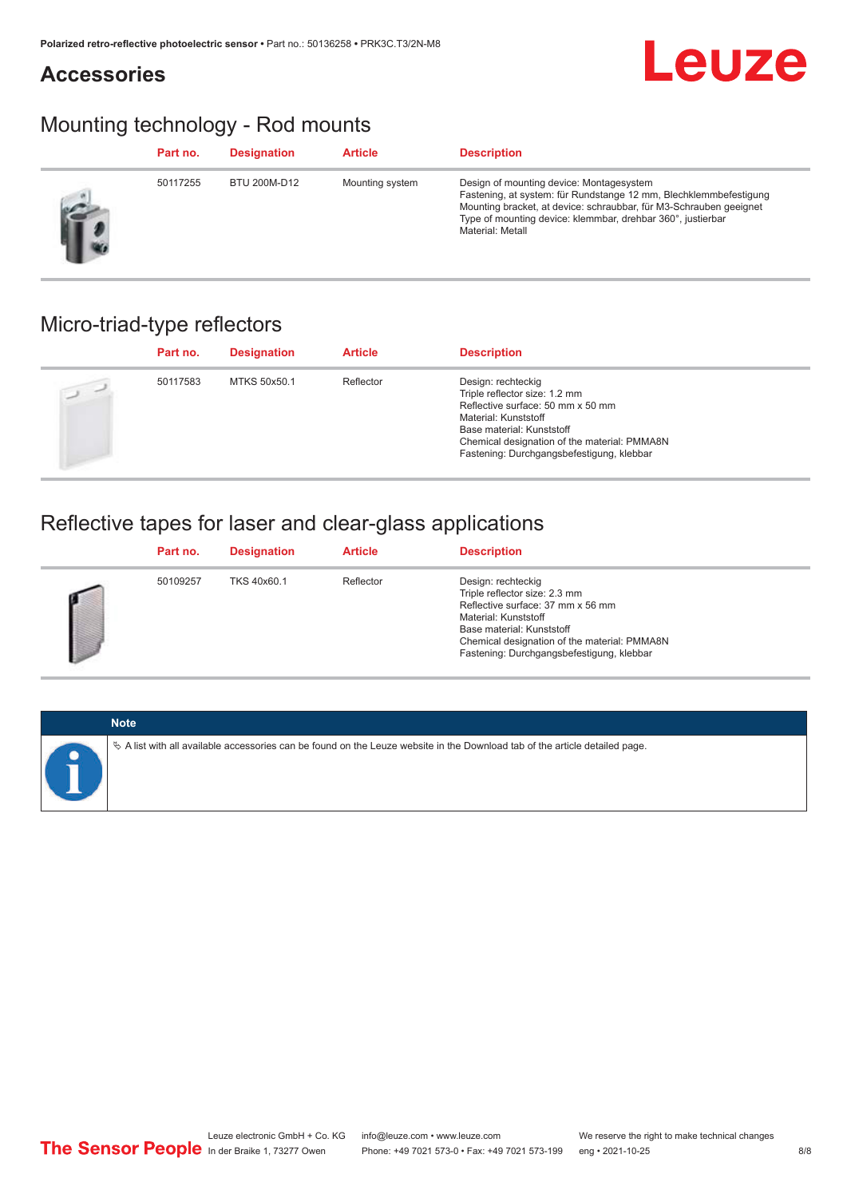## Accessories

### Mounting technology - Rod mounts

| | Part no. | Designation | Article | Description |
|---|---|---|---|---|
| | 50117255 | BTU 200M-D12 | Mounting system | Design of mounting device: Montagesystem<br>Fastening, at system: für Rundstange 12 mm, Blechklemmbefestigung<br>Mounting bracket, at device: schraubbar, für M3-Schrauben geeignet<br>Type of mounting device: klemmbar, drehbar 360°, justierbar<br>Material: Metall |

### Micro-triad-type reflectors

| | Part no. | Designation | Article | Description |
|---|---|---|---|---|
| | 50117583 | MTKS 50x50.1 | Reflector | Design: rechteckig<br>Triple reflector size: 1.2 mm<br>Reflective surface: 50 mm x 50 mm<br>Material: Kunststoff<br>Base material: Kunststoff<br>Chemical designation of the material: PMMA8N<br>Fastening: Durchgangsbefestigung, klebbar |

### Reflective tapes for laser and clear-glass applications

| | Part no. | Designation | Article | Description |
|---|---|---|---|---|
| | 50109257 | TKS 40x60.1 | Reflector | Design: rechteckig<br>Triple reflector size: 2.3 mm<br>Reflective surface: 37 mm x 56 mm<br>Material: Kunststoff<br>Base material: Kunststoff<br>Chemical designation of the material: PMMA8N<br>Fastening: Durchgangsbefestigung, klebbar |

**Note**

↳ A list with all available accessories can be found on the Leuze website in the Download tab of the article detailed page.